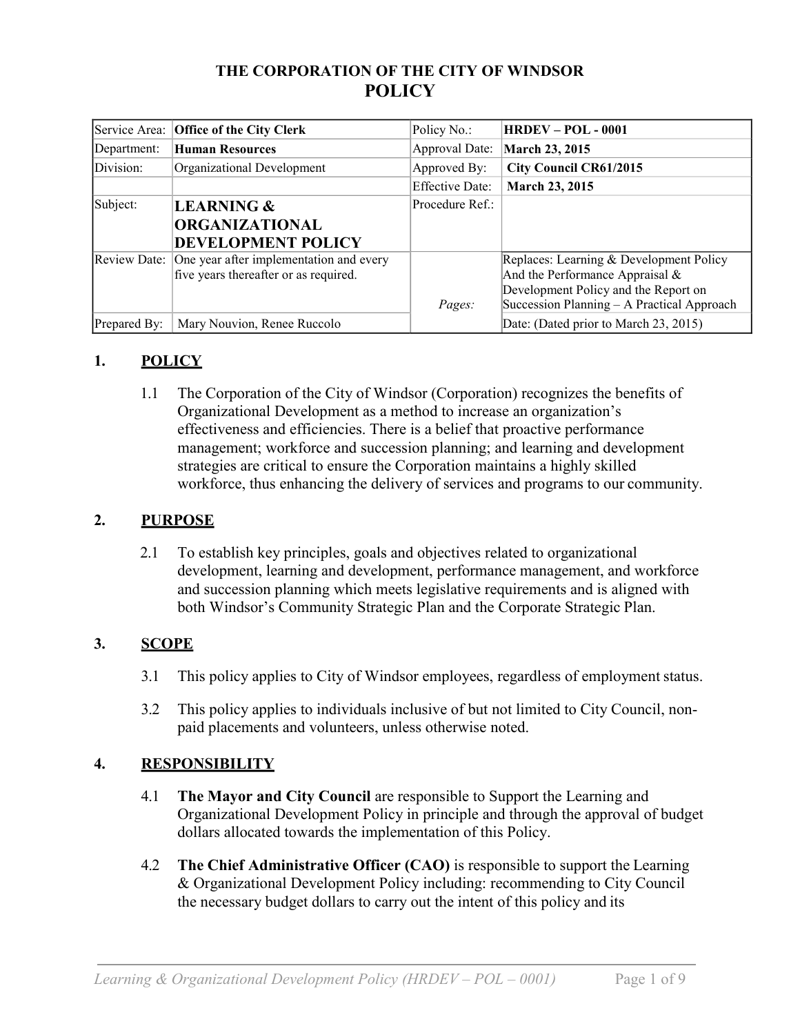# THE CORPORATION OF THE CITY OF WINDSOR
# POLICY

| Service Area: | **Office of the City Clerk** | Policy No.: | **HRDEV – POL - 0001** |
|---|---|---|---|
| Department: | **Human Resources** | Approval Date: | **March 23, 2015** |
| Division: | Organizational Development | Approved By: | **City Council CR61/2015** |
| | | Effective Date: | **March 23, 2015** |
| Subject: | **LEARNING & ORGANIZATIONAL DEVELOPMENT POLICY** | Procedure Ref.: | |
| Review Date: | One year after implementation and every five years thereafter or as required. | *Pages:* | Replaces: Learning & Development Policy And the Performance Appraisal & Development Policy and the Report on Succession Planning – A Practical Approach |
| Prepared By: | Mary Nouvion, Renee Ruccolo | | Date: (Dated prior to March 23, 2015) |

## 1. POLICY

1.1 The Corporation of the City of Windsor (Corporation) recognizes the benefits of Organizational Development as a method to increase an organization's effectiveness and efficiencies. There is a belief that proactive performance management; workforce and succession planning; and learning and development strategies are critical to ensure the Corporation maintains a highly skilled workforce, thus enhancing the delivery of services and programs to our community.

## 2. PURPOSE

2.1 To establish key principles, goals and objectives related to organizational development, learning and development, performance management, and workforce and succession planning which meets legislative requirements and is aligned with both Windsor's Community Strategic Plan and the Corporate Strategic Plan.

## 3. SCOPE

3.1 This policy applies to City of Windsor employees, regardless of employment status.

3.2 This policy applies to individuals inclusive of but not limited to City Council, non-paid placements and volunteers, unless otherwise noted.

## 4. RESPONSIBILITY

4.1 **The Mayor and City Council** are responsible to Support the Learning and Organizational Development Policy in principle and through the approval of budget dollars allocated towards the implementation of this Policy.

4.2 **The Chief Administrative Officer (CAO)** is responsible to support the Learning & Organizational Development Policy including: recommending to City Council the necessary budget dollars to carry out the intent of this policy and its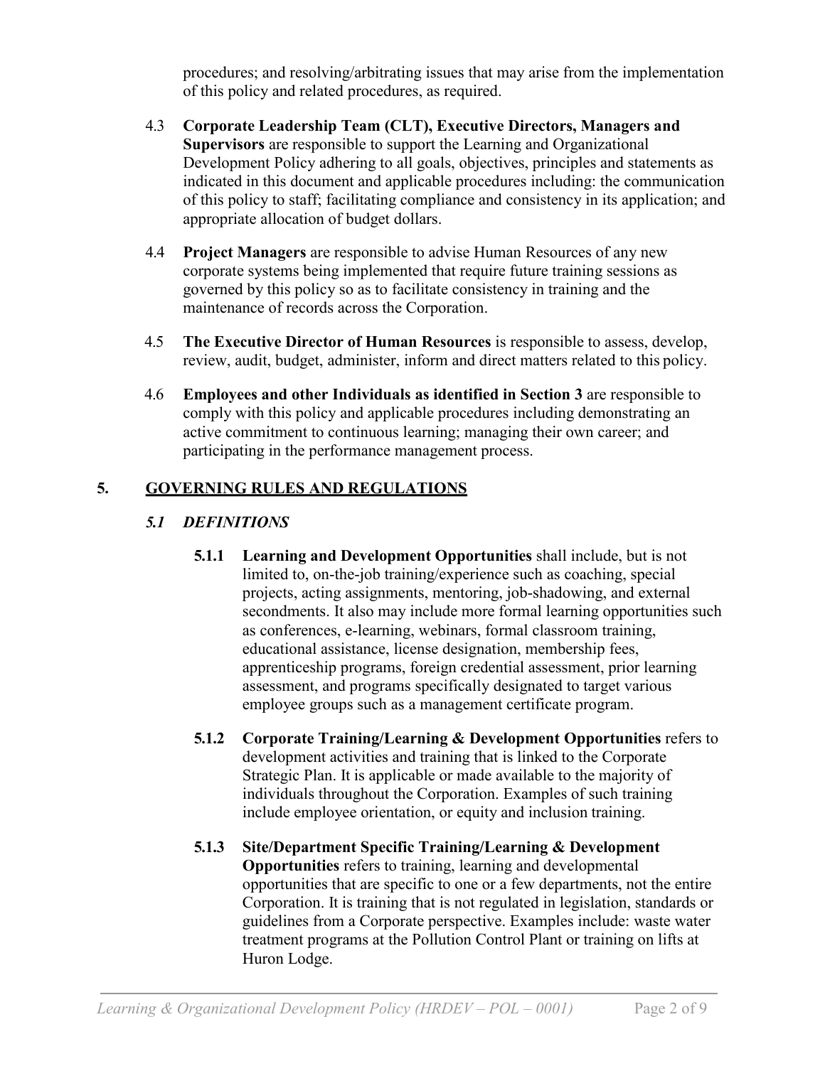procedures; and resolving/arbitrating issues that may arise from the implementation of this policy and related procedures, as required.

4.3 **Corporate Leadership Team (CLT), Executive Directors, Managers and Supervisors** are responsible to support the Learning and Organizational Development Policy adhering to all goals, objectives, principles and statements as indicated in this document and applicable procedures including: the communication of this policy to staff; facilitating compliance and consistency in its application; and appropriate allocation of budget dollars.

4.4 **Project Managers** are responsible to advise Human Resources of any new corporate systems being implemented that require future training sessions as governed by this policy so as to facilitate consistency in training and the maintenance of records across the Corporation.

4.5 **The Executive Director of Human Resources** is responsible to assess, develop, review, audit, budget, administer, inform and direct matters related to this policy.

4.6 **Employees and other Individuals as identified in Section 3** are responsible to comply with this policy and applicable procedures including demonstrating an active commitment to continuous learning; managing their own career; and participating in the performance management process.

## 5. GOVERNING RULES AND REGULATIONS

### *5.1 DEFINITIONS*

**5.1.1 Learning and Development Opportunities** shall include, but is not limited to, on-the-job training/experience such as coaching, special projects, acting assignments, mentoring, job-shadowing, and external secondments. It also may include more formal learning opportunities such as conferences, e-learning, webinars, formal classroom training, educational assistance, license designation, membership fees, apprenticeship programs, foreign credential assessment, prior learning assessment, and programs specifically designated to target various employee groups such as a management certificate program.

**5.1.2 Corporate Training/Learning & Development Opportunities** refers to development activities and training that is linked to the Corporate Strategic Plan. It is applicable or made available to the majority of individuals throughout the Corporation. Examples of such training include employee orientation, or equity and inclusion training.

**5.1.3 Site/Department Specific Training/Learning & Development Opportunities** refers to training, learning and developmental opportunities that are specific to one or a few departments, not the entire Corporation. It is training that is not regulated in legislation, standards or guidelines from a Corporate perspective. Examples include: waste water treatment programs at the Pollution Control Plant or training on lifts at Huron Lodge.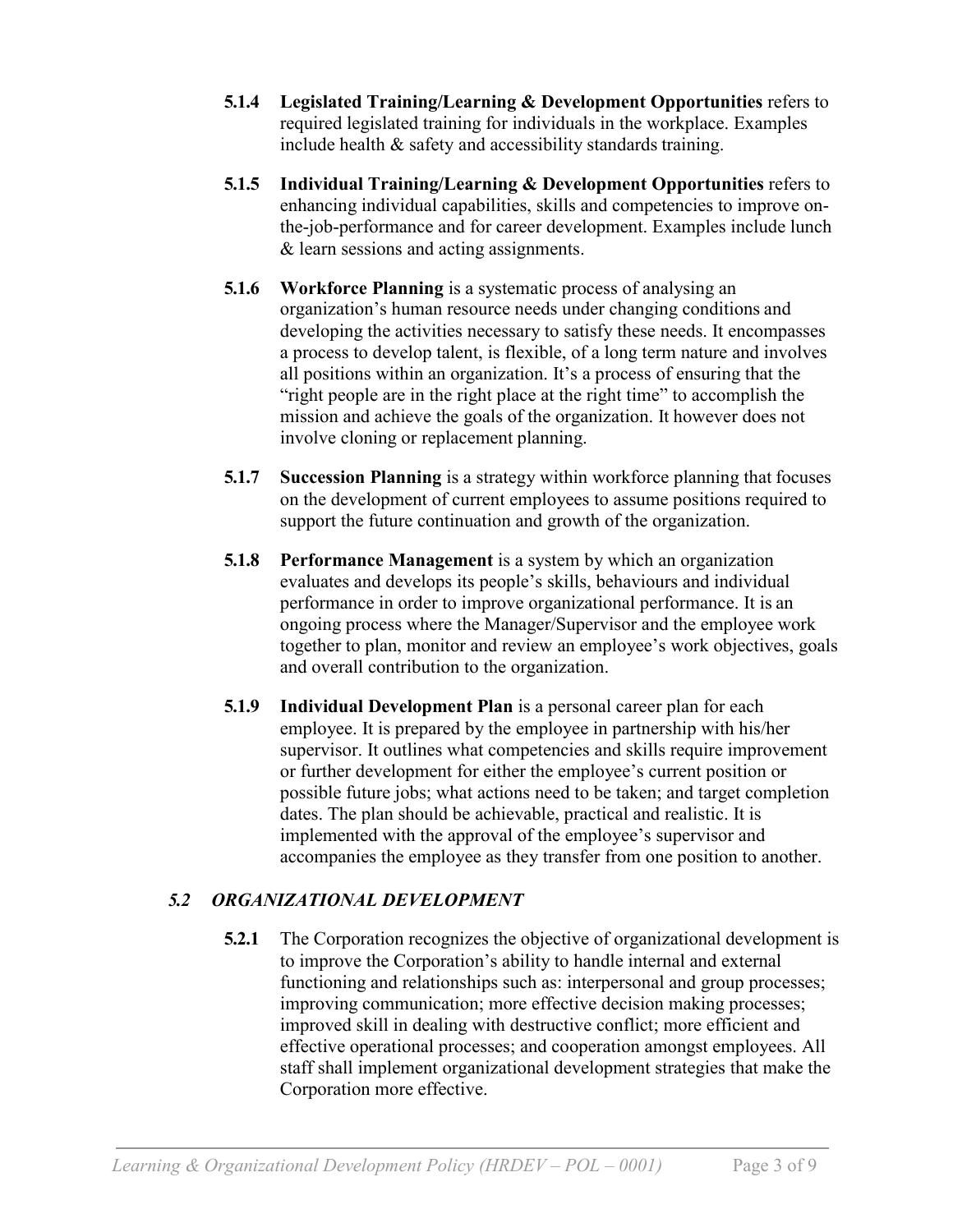**5.1.4 Legislated Training/Learning & Development Opportunities** refers to required legislated training for individuals in the workplace. Examples include health & safety and accessibility standards training.

**5.1.5 Individual Training/Learning & Development Opportunities** refers to enhancing individual capabilities, skills and competencies to improve on-the-job-performance and for career development. Examples include lunch & learn sessions and acting assignments.

**5.1.6 Workforce Planning** is a systematic process of analysing an organization's human resource needs under changing conditions and developing the activities necessary to satisfy these needs. It encompasses a process to develop talent, is flexible, of a long term nature and involves all positions within an organization. It's a process of ensuring that the "right people are in the right place at the right time" to accomplish the mission and achieve the goals of the organization. It however does not involve cloning or replacement planning.

**5.1.7 Succession Planning** is a strategy within workforce planning that focuses on the development of current employees to assume positions required to support the future continuation and growth of the organization.

**5.1.8 Performance Management** is a system by which an organization evaluates and develops its people's skills, behaviours and individual performance in order to improve organizational performance. It is an ongoing process where the Manager/Supervisor and the employee work together to plan, monitor and review an employee's work objectives, goals and overall contribution to the organization.

**5.1.9 Individual Development Plan** is a personal career plan for each employee. It is prepared by the employee in partnership with his/her supervisor. It outlines what competencies and skills require improvement or further development for either the employee's current position or possible future jobs; what actions need to be taken; and target completion dates. The plan should be achievable, practical and realistic. It is implemented with the approval of the employee's supervisor and accompanies the employee as they transfer from one position to another.

### *5.2 ORGANIZATIONAL DEVELOPMENT*

**5.2.1** The Corporation recognizes the objective of organizational development is to improve the Corporation's ability to handle internal and external functioning and relationships such as: interpersonal and group processes; improving communication; more effective decision making processes; improved skill in dealing with destructive conflict; more efficient and effective operational processes; and cooperation amongst employees. All staff shall implement organizational development strategies that make the Corporation more effective.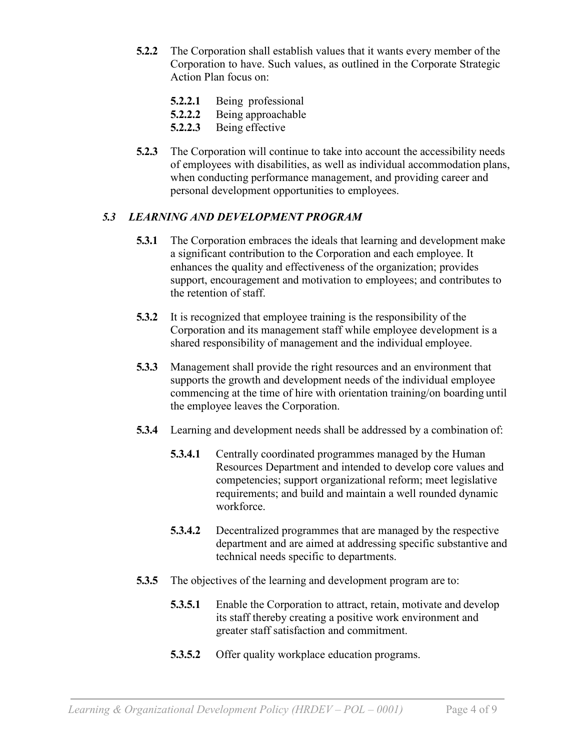**5.2.2** The Corporation shall establish values that it wants every member of the Corporation to have. Such values, as outlined in the Corporate Strategic Action Plan focus on:

**5.2.2.1** Being professional
**5.2.2.2** Being approachable
**5.2.2.3** Being effective

**5.2.3** The Corporation will continue to take into account the accessibility needs of employees with disabilities, as well as individual accommodation plans, when conducting performance management, and providing career and personal development opportunities to employees.

### *5.3 LEARNING AND DEVELOPMENT PROGRAM*

**5.3.1** The Corporation embraces the ideals that learning and development make a significant contribution to the Corporation and each employee. It enhances the quality and effectiveness of the organization; provides support, encouragement and motivation to employees; and contributes to the retention of staff.

**5.3.2** It is recognized that employee training is the responsibility of the Corporation and its management staff while employee development is a shared responsibility of management and the individual employee.

**5.3.3** Management shall provide the right resources and an environment that supports the growth and development needs of the individual employee commencing at the time of hire with orientation training/on boarding until the employee leaves the Corporation.

**5.3.4** Learning and development needs shall be addressed by a combination of:

**5.3.4.1** Centrally coordinated programmes managed by the Human Resources Department and intended to develop core values and competencies; support organizational reform; meet legislative requirements; and build and maintain a well rounded dynamic workforce.

**5.3.4.2** Decentralized programmes that are managed by the respective department and are aimed at addressing specific substantive and technical needs specific to departments.

**5.3.5** The objectives of the learning and development program are to:

**5.3.5.1** Enable the Corporation to attract, retain, motivate and develop its staff thereby creating a positive work environment and greater staff satisfaction and commitment.

**5.3.5.2** Offer quality workplace education programs.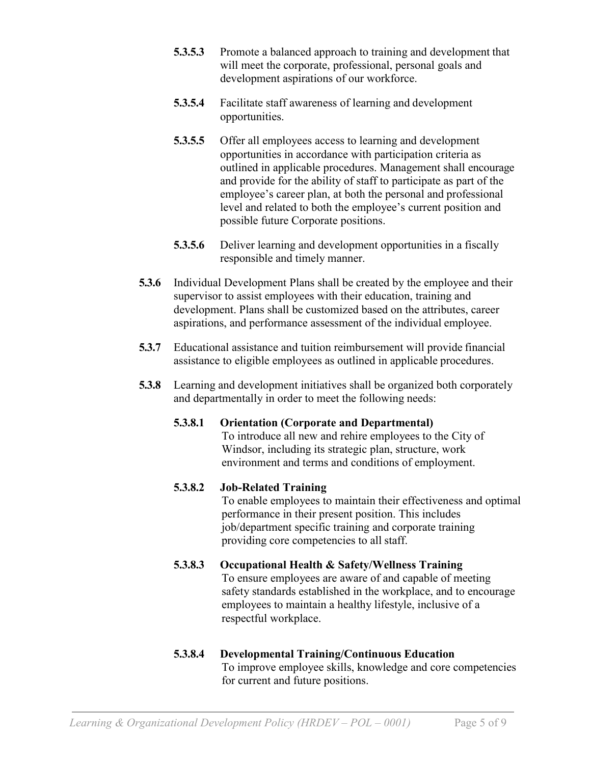**5.3.5.3** Promote a balanced approach to training and development that will meet the corporate, professional, personal goals and development aspirations of our workforce.

**5.3.5.4** Facilitate staff awareness of learning and development opportunities.

**5.3.5.5** Offer all employees access to learning and development opportunities in accordance with participation criteria as outlined in applicable procedures. Management shall encourage and provide for the ability of staff to participate as part of the employee's career plan, at both the personal and professional level and related to both the employee's current position and possible future Corporate positions.

**5.3.5.6** Deliver learning and development opportunities in a fiscally responsible and timely manner.

**5.3.6** Individual Development Plans shall be created by the employee and their supervisor to assist employees with their education, training and development. Plans shall be customized based on the attributes, career aspirations, and performance assessment of the individual employee.

**5.3.7** Educational assistance and tuition reimbursement will provide financial assistance to eligible employees as outlined in applicable procedures.

**5.3.8** Learning and development initiatives shall be organized both corporately and departmentally in order to meet the following needs:

**5.3.8.1 Orientation (Corporate and Departmental)**
To introduce all new and rehire employees to the City of Windsor, including its strategic plan, structure, work environment and terms and conditions of employment.

**5.3.8.2 Job-Related Training**
To enable employees to maintain their effectiveness and optimal performance in their present position. This includes job/department specific training and corporate training providing core competencies to all staff.

**5.3.8.3 Occupational Health & Safety/Wellness Training**
To ensure employees are aware of and capable of meeting safety standards established in the workplace, and to encourage employees to maintain a healthy lifestyle, inclusive of a respectful workplace.

**5.3.8.4 Developmental Training/Continuous Education**
To improve employee skills, knowledge and core competencies for current and future positions.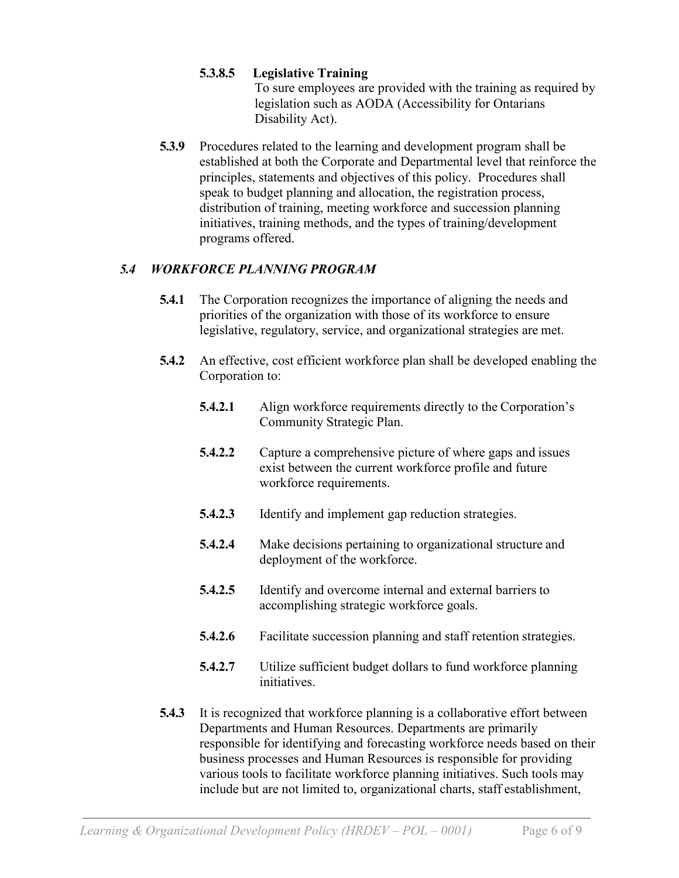**5.3.8.5 Legislative Training**

To sure employees are provided with the training as required by legislation such as AODA (Accessibility for Ontarians Disability Act).

**5.3.9** Procedures related to the learning and development program shall be established at both the Corporate and Departmental level that reinforce the principles, statements and objectives of this policy. Procedures shall speak to budget planning and allocation, the registration process, distribution of training, meeting workforce and succession planning initiatives, training methods, and the types of training/development programs offered.

### *5.4 WORKFORCE PLANNING PROGRAM*

**5.4.1** The Corporation recognizes the importance of aligning the needs and priorities of the organization with those of its workforce to ensure legislative, regulatory, service, and organizational strategies are met.

**5.4.2** An effective, cost efficient workforce plan shall be developed enabling the Corporation to:

**5.4.2.1** Align workforce requirements directly to the Corporation's Community Strategic Plan.

**5.4.2.2** Capture a comprehensive picture of where gaps and issues exist between the current workforce profile and future workforce requirements.

**5.4.2.3** Identify and implement gap reduction strategies.

**5.4.2.4** Make decisions pertaining to organizational structure and deployment of the workforce.

**5.4.2.5** Identify and overcome internal and external barriers to accomplishing strategic workforce goals.

**5.4.2.6** Facilitate succession planning and staff retention strategies.

**5.4.2.7** Utilize sufficient budget dollars to fund workforce planning initiatives.

**5.4.3** It is recognized that workforce planning is a collaborative effort between Departments and Human Resources. Departments are primarily responsible for identifying and forecasting workforce needs based on their business processes and Human Resources is responsible for providing various tools to facilitate workforce planning initiatives. Such tools may include but are not limited to, organizational charts, staff establishment,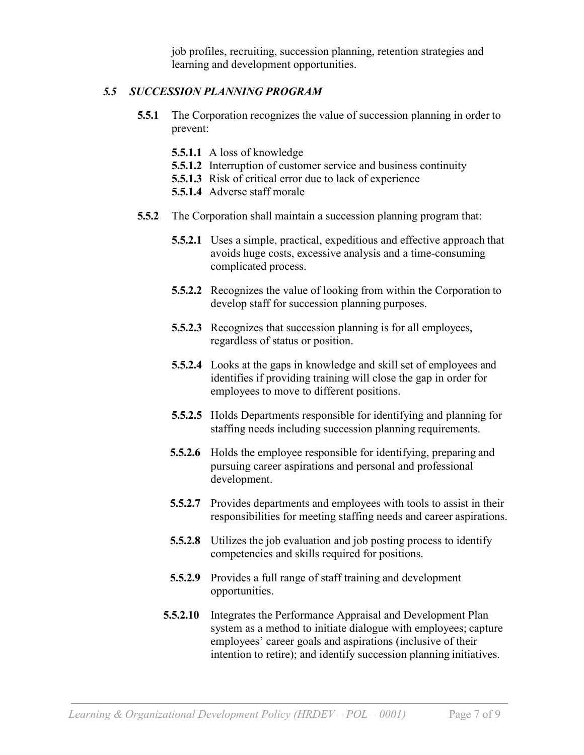job profiles, recruiting, succession planning, retention strategies and learning and development opportunities.

### *5.5 SUCCESSION PLANNING PROGRAM*

**5.5.1** The Corporation recognizes the value of succession planning in order to prevent:

**5.5.1.1** A loss of knowledge
**5.5.1.2** Interruption of customer service and business continuity
**5.5.1.3** Risk of critical error due to lack of experience
**5.5.1.4** Adverse staff morale

**5.5.2** The Corporation shall maintain a succession planning program that:

**5.5.2.1** Uses a simple, practical, expeditious and effective approach that avoids huge costs, excessive analysis and a time-consuming complicated process.

**5.5.2.2** Recognizes the value of looking from within the Corporation to develop staff for succession planning purposes.

**5.5.2.3** Recognizes that succession planning is for all employees, regardless of status or position.

**5.5.2.4** Looks at the gaps in knowledge and skill set of employees and identifies if providing training will close the gap in order for employees to move to different positions.

**5.5.2.5** Holds Departments responsible for identifying and planning for staffing needs including succession planning requirements.

**5.5.2.6** Holds the employee responsible for identifying, preparing and pursuing career aspirations and personal and professional development.

**5.5.2.7** Provides departments and employees with tools to assist in their responsibilities for meeting staffing needs and career aspirations.

**5.5.2.8** Utilizes the job evaluation and job posting process to identify competencies and skills required for positions.

**5.5.2.9** Provides a full range of staff training and development opportunities.

**5.5.2.10** Integrates the Performance Appraisal and Development Plan system as a method to initiate dialogue with employees; capture employees' career goals and aspirations (inclusive of their intention to retire); and identify succession planning initiatives.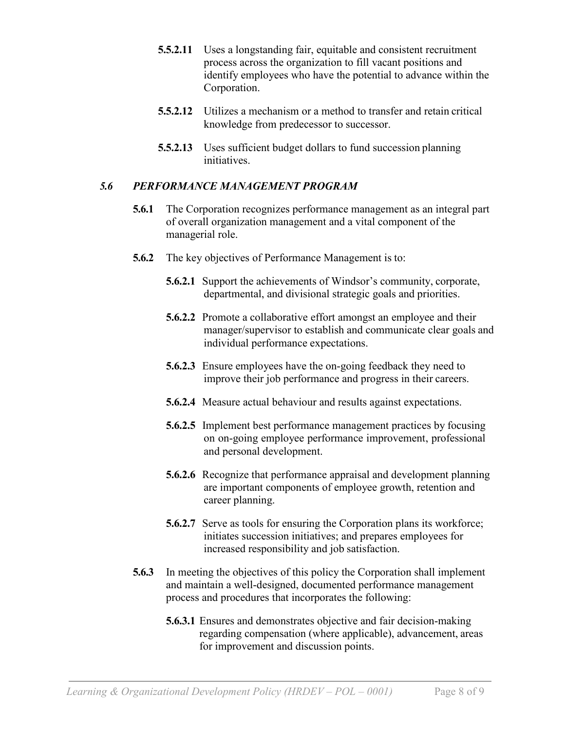**5.5.2.11** Uses a longstanding fair, equitable and consistent recruitment process across the organization to fill vacant positions and identify employees who have the potential to advance within the Corporation.

**5.5.2.12** Utilizes a mechanism or a method to transfer and retain critical knowledge from predecessor to successor.

**5.5.2.13** Uses sufficient budget dollars to fund succession planning initiatives.

### *5.6 PERFORMANCE MANAGEMENT PROGRAM*

**5.6.1** The Corporation recognizes performance management as an integral part of overall organization management and a vital component of the managerial role.

**5.6.2** The key objectives of Performance Management is to:

**5.6.2.1** Support the achievements of Windsor's community, corporate, departmental, and divisional strategic goals and priorities.

**5.6.2.2** Promote a collaborative effort amongst an employee and their manager/supervisor to establish and communicate clear goals and individual performance expectations.

**5.6.2.3** Ensure employees have the on-going feedback they need to improve their job performance and progress in their careers.

**5.6.2.4** Measure actual behaviour and results against expectations.

**5.6.2.5** Implement best performance management practices by focusing on on-going employee performance improvement, professional and personal development.

**5.6.2.6** Recognize that performance appraisal and development planning are important components of employee growth, retention and career planning.

**5.6.2.7** Serve as tools for ensuring the Corporation plans its workforce; initiates succession initiatives; and prepares employees for increased responsibility and job satisfaction.

**5.6.3** In meeting the objectives of this policy the Corporation shall implement and maintain a well-designed, documented performance management process and procedures that incorporates the following:

**5.6.3.1** Ensures and demonstrates objective and fair decision-making regarding compensation (where applicable), advancement, areas for improvement and discussion points.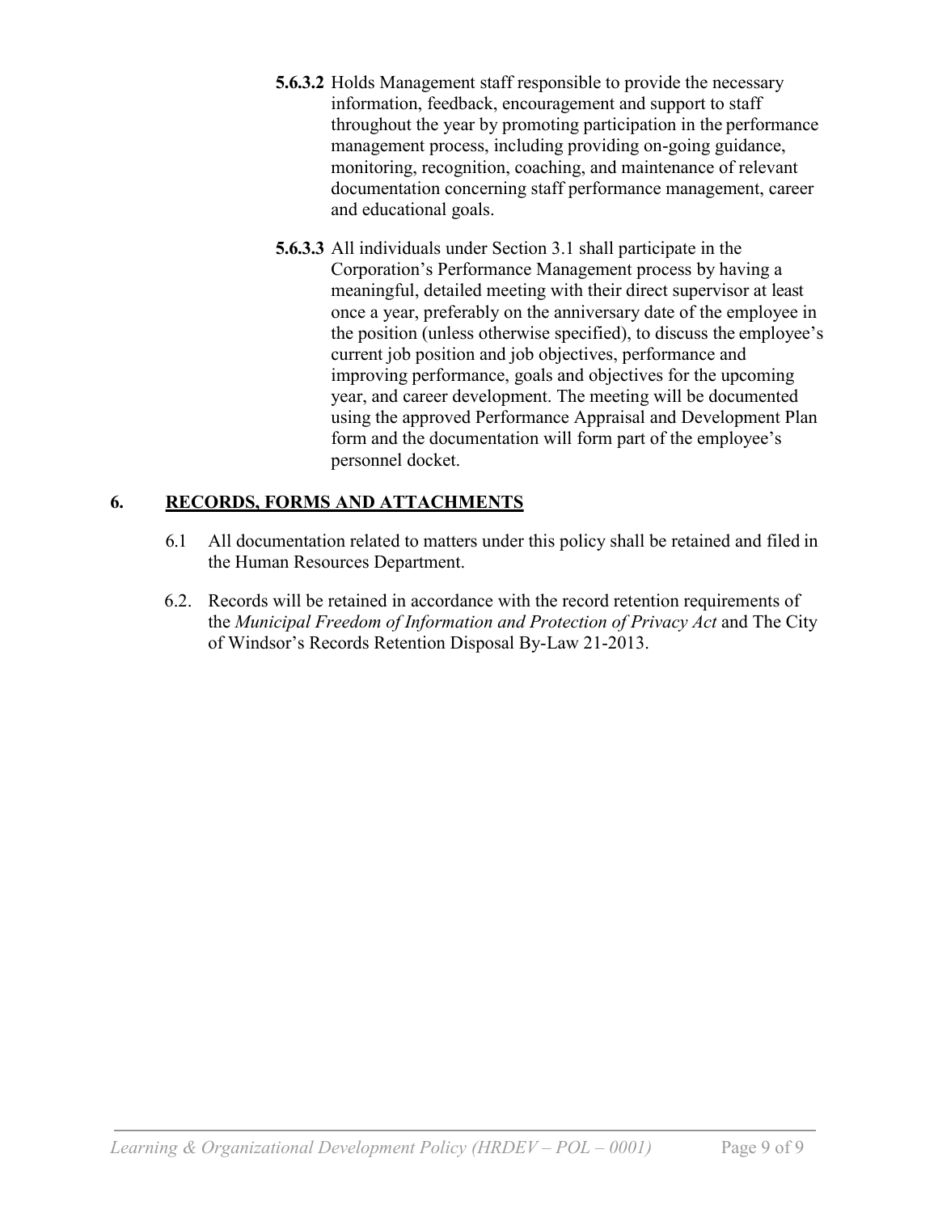**5.6.3.2** Holds Management staff responsible to provide the necessary information, feedback, encouragement and support to staff throughout the year by promoting participation in the performance management process, including providing on-going guidance, monitoring, recognition, coaching, and maintenance of relevant documentation concerning staff performance management, career and educational goals.

**5.6.3.3** All individuals under Section 3.1 shall participate in the Corporation's Performance Management process by having a meaningful, detailed meeting with their direct supervisor at least once a year, preferably on the anniversary date of the employee in the position (unless otherwise specified), to discuss the employee's current job position and job objectives, performance and improving performance, goals and objectives for the upcoming year, and career development. The meeting will be documented using the approved Performance Appraisal and Development Plan form and the documentation will form part of the employee's personnel docket.

## 6. RECORDS, FORMS AND ATTACHMENTS

6.1 All documentation related to matters under this policy shall be retained and filed in the Human Resources Department.

6.2. Records will be retained in accordance with the record retention requirements of the *Municipal Freedom of Information and Protection of Privacy Act* and The City of Windsor's Records Retention Disposal By-Law 21-2013.